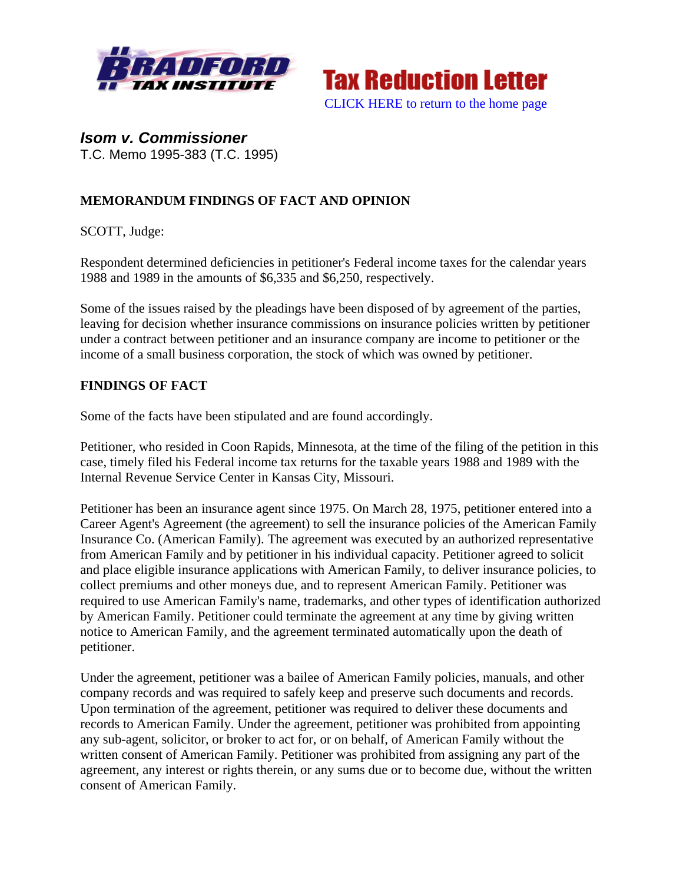# Isom v. Commissioner

T.C. Memo 1995-383 (T.C. 1995)

**MEMORANDUM FINDINGS OF FACT AND OPINION**

SCOTT, Judge:

Respondent determined deficiencies in petitioner's Federal income taxes for the calendar years 1988 and 1989 in the amounts of $6,335 and $6,250, respectively.

Some of the issues raised by the pleadings have been disposed of by agreement of the parties, leaving for decision whether insurance commissions on insurance policies written by petitioner under a contract between petitioner and an insurance company are income to petitioner or the income of a small business corporation, the stock of which was owned by petitioner.

**FINDINGS OF FACT**

Some of the facts have been stipulated and are found accordingly.

Petitioner, who resided in Coon Rapids, Minnesota, at the time of the filing of the petition in this case, timely filed his Federal income tax returns for the taxable years 1988 and 1989 with the Internal Revenue Service Center in Kansas City, Missouri.

Petitioner has been an insurance agent since 1975. On March 28, 1975, petitioner entered into a Career Agent's Agreement (the agreement) to sell the insurance policies of the American Family Insurance Co. (American Family). The agreement was executed by an authorized representative from American Family and by petitioner in his individual capacity. Petitioner agreed to solicit and place eligible insurance applications with American Family, to deliver insurance policies, to collect premiums and other moneys due, and to represent American Family. Petitioner was required to use American Family's name, trademarks, and other types of identification authorized by American Family. Petitioner could terminate the agreement at any time by giving written notice to American Family, and the agreement terminated automatically upon the death of petitioner.

Under the agreement, petitioner was a bailee of American Family policies, manuals, and other company records and was required to safely keep and preserve such documents and records. Upon termination of the agreement, petitioner was required to deliver these documents and records to American Family. Under the agreement, petitioner was prohibited from appointing any sub-agent, solicitor, or broker to act for, or on behalf, of American Family without the written consent of American Family. Petitioner was prohibited from assigning any part of the agreement, any interest or rights therein, or any sums due or to become due, without the written consent of American Family.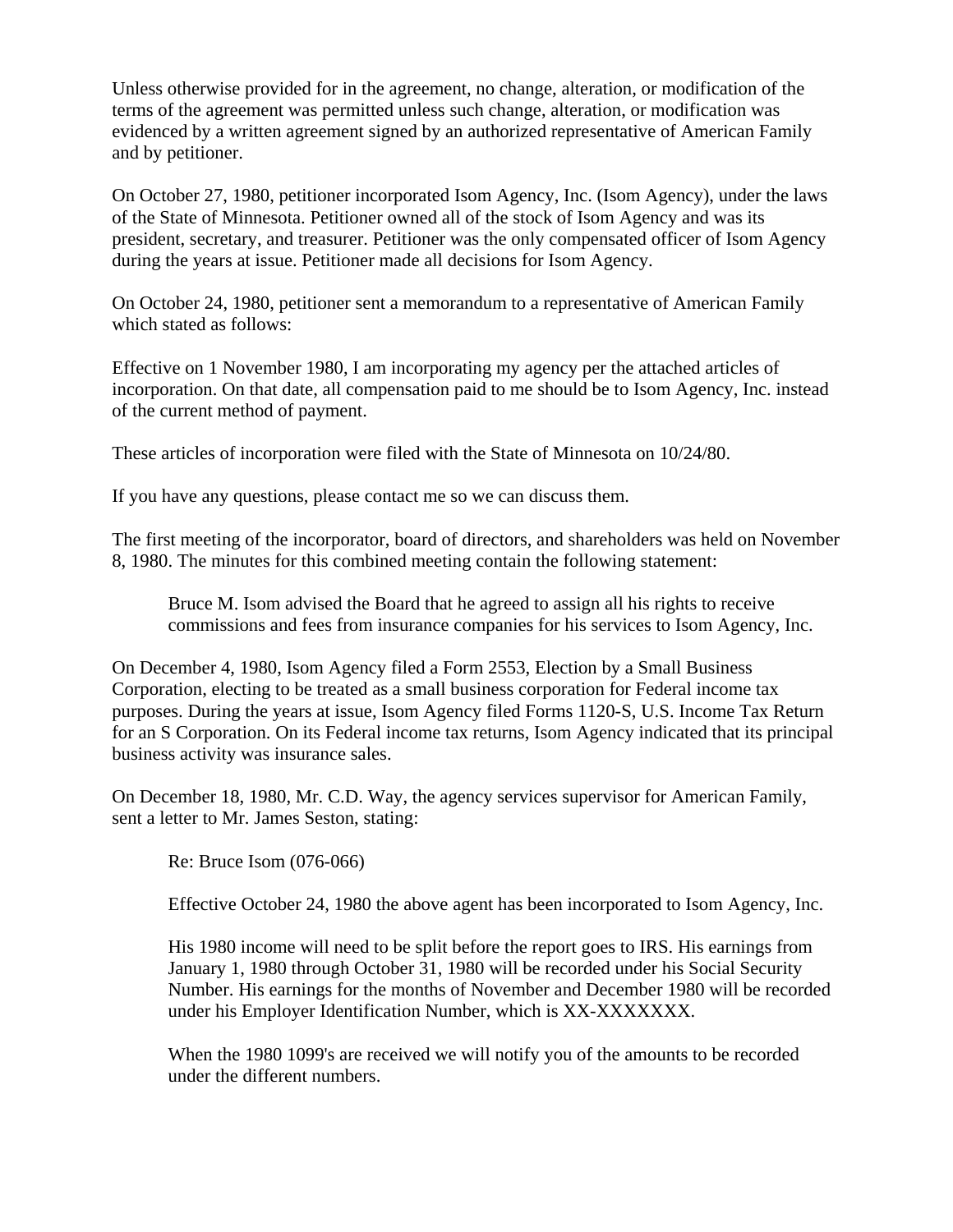Unless otherwise provided for in the agreement, no change, alteration, or modification of the terms of the agreement was permitted unless such change, alteration, or modification was evidenced by a written agreement signed by an authorized representative of American Family and by petitioner.

On October 27, 1980, petitioner incorporated Isom Agency, Inc. (Isom Agency), under the laws of the State of Minnesota. Petitioner owned all of the stock of Isom Agency and was its president, secretary, and treasurer. Petitioner was the only compensated officer of Isom Agency during the years at issue. Petitioner made all decisions for Isom Agency.

On October 24, 1980, petitioner sent a memorandum to a representative of American Family which stated as follows:

Effective on 1 November 1980, I am incorporating my agency per the attached articles of incorporation. On that date, all compensation paid to me should be to Isom Agency, Inc. instead of the current method of payment.

These articles of incorporation were filed with the State of Minnesota on 10/24/80.

If you have any questions, please contact me so we can discuss them.

The first meeting of the incorporator, board of directors, and shareholders was held on November 8, 1980. The minutes for this combined meeting contain the following statement:

> Bruce M. Isom advised the Board that he agreed to assign all his rights to receive commissions and fees from insurance companies for his services to Isom Agency, Inc.

On December 4, 1980, Isom Agency filed a Form 2553, Election by a Small Business Corporation, electing to be treated as a small business corporation for Federal income tax purposes. During the years at issue, Isom Agency filed Forms 1120-S, U.S. Income Tax Return for an S Corporation. On its Federal income tax returns, Isom Agency indicated that its principal business activity was insurance sales.

On December 18, 1980, Mr. C.D. Way, the agency services supervisor for American Family, sent a letter to Mr. James Seston, stating:

> Re: Bruce Isom (076-066)
>
> Effective October 24, 1980 the above agent has been incorporated to Isom Agency, Inc.
>
> His 1980 income will need to be split before the report goes to IRS. His earnings from January 1, 1980 through October 31, 1980 will be recorded under his Social Security Number. His earnings for the months of November and December 1980 will be recorded under his Employer Identification Number, which is XX-XXXXXXX.
>
> When the 1980 1099's are received we will notify you of the amounts to be recorded under the different numbers.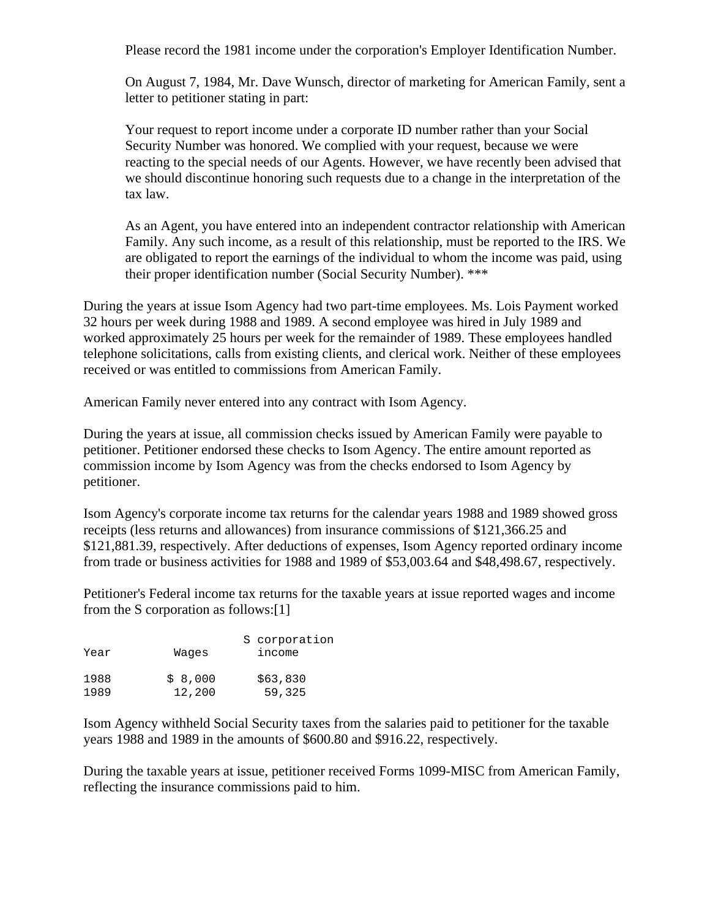> Please record the 1981 income under the corporation's Employer Identification Number.

> On August 7, 1984, Mr. Dave Wunsch, director of marketing for American Family, sent a letter to petitioner stating in part:

> Your request to report income under a corporate ID number rather than your Social Security Number was honored. We complied with your request, because we were reacting to the special needs of our Agents. However, we have recently been advised that we should discontinue honoring such requests due to a change in the interpretation of the tax law.

> As an Agent, you have entered into an independent contractor relationship with American Family. Any such income, as a result of this relationship, must be reported to the IRS. We are obligated to report the earnings of the individual to whom the income was paid, using their proper identification number (Social Security Number). ***

During the years at issue Isom Agency had two part-time employees. Ms. Lois Payment worked 32 hours per week during 1988 and 1989. A second employee was hired in July 1989 and worked approximately 25 hours per week for the remainder of 1989. These employees handled telephone solicitations, calls from existing clients, and clerical work. Neither of these employees received or was entitled to commissions from American Family.

American Family never entered into any contract with Isom Agency.

During the years at issue, all commission checks issued by American Family were payable to petitioner. Petitioner endorsed these checks to Isom Agency. The entire amount reported as commission income by Isom Agency was from the checks endorsed to Isom Agency by petitioner.

Isom Agency's corporate income tax returns for the calendar years 1988 and 1989 showed gross receipts (less returns and allowances) from insurance commissions of $121,366.25 and $121,881.39, respectively. After deductions of expenses, Isom Agency reported ordinary income from trade or business activities for 1988 and 1989 of $53,003.64 and $48,498.67, respectively.

Petitioner's Federal income tax returns for the taxable years at issue reported wages and income from the S corporation as follows:[1]

| Year | Wages | S corporation income |
|---|---|---|
| 1988 | $ 8,000 | $63,830 |
| 1989 | 12,200 | 59,325 |

Isom Agency withheld Social Security taxes from the salaries paid to petitioner for the taxable years 1988 and 1989 in the amounts of $600.80 and $916.22, respectively.

During the taxable years at issue, petitioner received Forms 1099-MISC from American Family, reflecting the insurance commissions paid to him.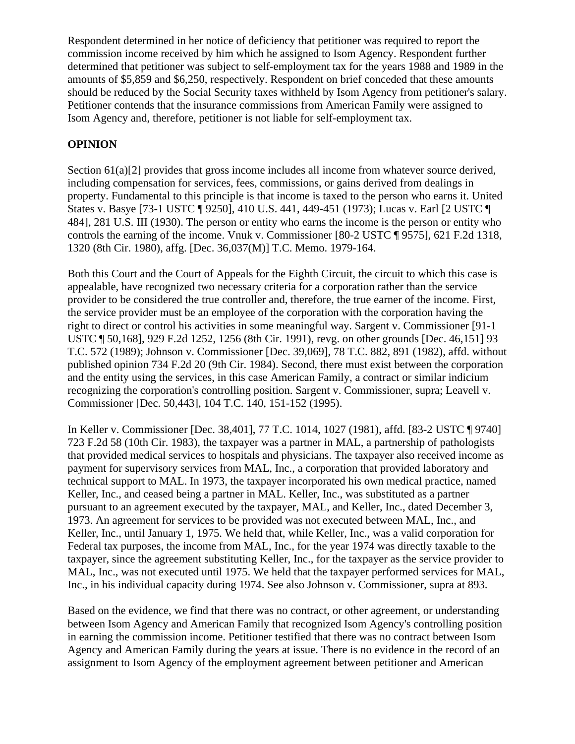Respondent determined in her notice of deficiency that petitioner was required to report the commission income received by him which he assigned to Isom Agency. Respondent further determined that petitioner was subject to self-employment tax for the years 1988 and 1989 in the amounts of $5,859 and $6,250, respectively. Respondent on brief conceded that these amounts should be reduced by the Social Security taxes withheld by Isom Agency from petitioner's salary. Petitioner contends that the insurance commissions from American Family were assigned to Isom Agency and, therefore, petitioner is not liable for self-employment tax.

**OPINION**

Section 61(a)[2] provides that gross income includes all income from whatever source derived, including compensation for services, fees, commissions, or gains derived from dealings in property. Fundamental to this principle is that income is taxed to the person who earns it. United States v. Basye [73-1 USTC ¶ 9250], 410 U.S. 441, 449-451 (1973); Lucas v. Earl [2 USTC ¶ 484], 281 U.S. III (1930). The person or entity who earns the income is the person or entity who controls the earning of the income. Vnuk v. Commissioner [80-2 USTC ¶ 9575], 621 F.2d 1318, 1320 (8th Cir. 1980), affg. [Dec. 36,037(M)] T.C. Memo. 1979-164.

Both this Court and the Court of Appeals for the Eighth Circuit, the circuit to which this case is appealable, have recognized two necessary criteria for a corporation rather than the service provider to be considered the true controller and, therefore, the true earner of the income. First, the service provider must be an employee of the corporation with the corporation having the right to direct or control his activities in some meaningful way. Sargent v. Commissioner [91-1 USTC ¶ 50,168], 929 F.2d 1252, 1256 (8th Cir. 1991), revg. on other grounds [Dec. 46,151] 93 T.C. 572 (1989); Johnson v. Commissioner [Dec. 39,069], 78 T.C. 882, 891 (1982), affd. without published opinion 734 F.2d 20 (9th Cir. 1984). Second, there must exist between the corporation and the entity using the services, in this case American Family, a contract or similar indicium recognizing the corporation's controlling position. Sargent v. Commissioner, supra; Leavell v. Commissioner [Dec. 50,443], 104 T.C. 140, 151-152 (1995).

In Keller v. Commissioner [Dec. 38,401], 77 T.C. 1014, 1027 (1981), affd. [83-2 USTC ¶ 9740] 723 F.2d 58 (10th Cir. 1983), the taxpayer was a partner in MAL, a partnership of pathologists that provided medical services to hospitals and physicians. The taxpayer also received income as payment for supervisory services from MAL, Inc., a corporation that provided laboratory and technical support to MAL. In 1973, the taxpayer incorporated his own medical practice, named Keller, Inc., and ceased being a partner in MAL. Keller, Inc., was substituted as a partner pursuant to an agreement executed by the taxpayer, MAL, and Keller, Inc., dated December 3, 1973. An agreement for services to be provided was not executed between MAL, Inc., and Keller, Inc., until January 1, 1975. We held that, while Keller, Inc., was a valid corporation for Federal tax purposes, the income from MAL, Inc., for the year 1974 was directly taxable to the taxpayer, since the agreement substituting Keller, Inc., for the taxpayer as the service provider to MAL, Inc., was not executed until 1975. We held that the taxpayer performed services for MAL, Inc., in his individual capacity during 1974. See also Johnson v. Commissioner, supra at 893.

Based on the evidence, we find that there was no contract, or other agreement, or understanding between Isom Agency and American Family that recognized Isom Agency's controlling position in earning the commission income. Petitioner testified that there was no contract between Isom Agency and American Family during the years at issue. There is no evidence in the record of an assignment to Isom Agency of the employment agreement between petitioner and American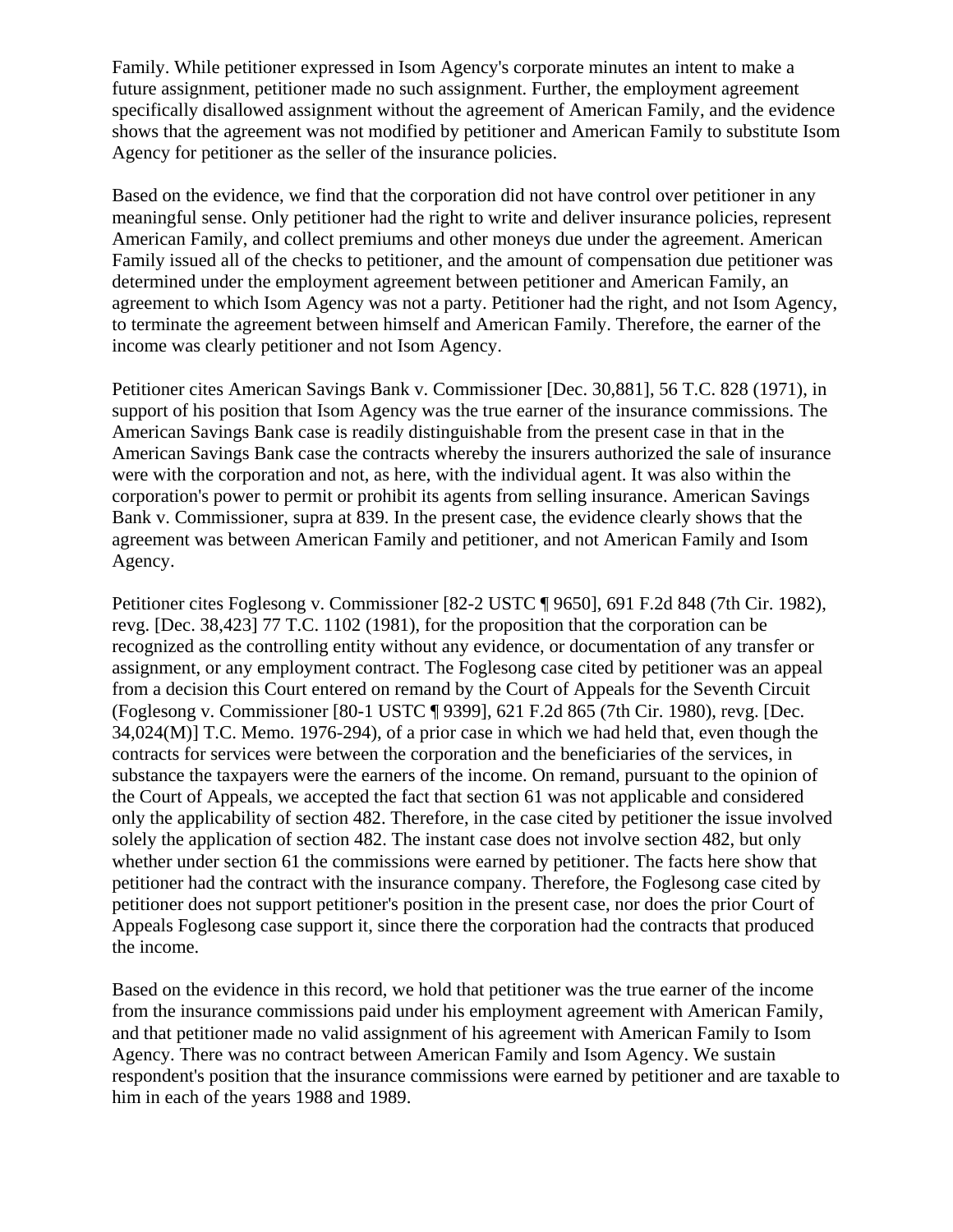Family. While petitioner expressed in Isom Agency's corporate minutes an intent to make a future assignment, petitioner made no such assignment. Further, the employment agreement specifically disallowed assignment without the agreement of American Family, and the evidence shows that the agreement was not modified by petitioner and American Family to substitute Isom Agency for petitioner as the seller of the insurance policies.

Based on the evidence, we find that the corporation did not have control over petitioner in any meaningful sense. Only petitioner had the right to write and deliver insurance policies, represent American Family, and collect premiums and other moneys due under the agreement. American Family issued all of the checks to petitioner, and the amount of compensation due petitioner was determined under the employment agreement between petitioner and American Family, an agreement to which Isom Agency was not a party. Petitioner had the right, and not Isom Agency, to terminate the agreement between himself and American Family. Therefore, the earner of the income was clearly petitioner and not Isom Agency.

Petitioner cites American Savings Bank v. Commissioner [Dec. 30,881], 56 T.C. 828 (1971), in support of his position that Isom Agency was the true earner of the insurance commissions. The American Savings Bank case is readily distinguishable from the present case in that in the American Savings Bank case the contracts whereby the insurers authorized the sale of insurance were with the corporation and not, as here, with the individual agent. It was also within the corporation's power to permit or prohibit its agents from selling insurance. American Savings Bank v. Commissioner, supra at 839. In the present case, the evidence clearly shows that the agreement was between American Family and petitioner, and not American Family and Isom Agency.

Petitioner cites Foglesong v. Commissioner [82-2 USTC ¶ 9650], 691 F.2d 848 (7th Cir. 1982), revg. [Dec. 38,423] 77 T.C. 1102 (1981), for the proposition that the corporation can be recognized as the controlling entity without any evidence, or documentation of any transfer or assignment, or any employment contract. The Foglesong case cited by petitioner was an appeal from a decision this Court entered on remand by the Court of Appeals for the Seventh Circuit (Foglesong v. Commissioner [80-1 USTC ¶ 9399], 621 F.2d 865 (7th Cir. 1980), revg. [Dec. 34,024(M)] T.C. Memo. 1976-294), of a prior case in which we had held that, even though the contracts for services were between the corporation and the beneficiaries of the services, in substance the taxpayers were the earners of the income. On remand, pursuant to the opinion of the Court of Appeals, we accepted the fact that section 61 was not applicable and considered only the applicability of section 482. Therefore, in the case cited by petitioner the issue involved solely the application of section 482. The instant case does not involve section 482, but only whether under section 61 the commissions were earned by petitioner. The facts here show that petitioner had the contract with the insurance company. Therefore, the Foglesong case cited by petitioner does not support petitioner's position in the present case, nor does the prior Court of Appeals Foglesong case support it, since there the corporation had the contracts that produced the income.

Based on the evidence in this record, we hold that petitioner was the true earner of the income from the insurance commissions paid under his employment agreement with American Family, and that petitioner made no valid assignment of his agreement with American Family to Isom Agency. There was no contract between American Family and Isom Agency. We sustain respondent's position that the insurance commissions were earned by petitioner and are taxable to him in each of the years 1988 and 1989.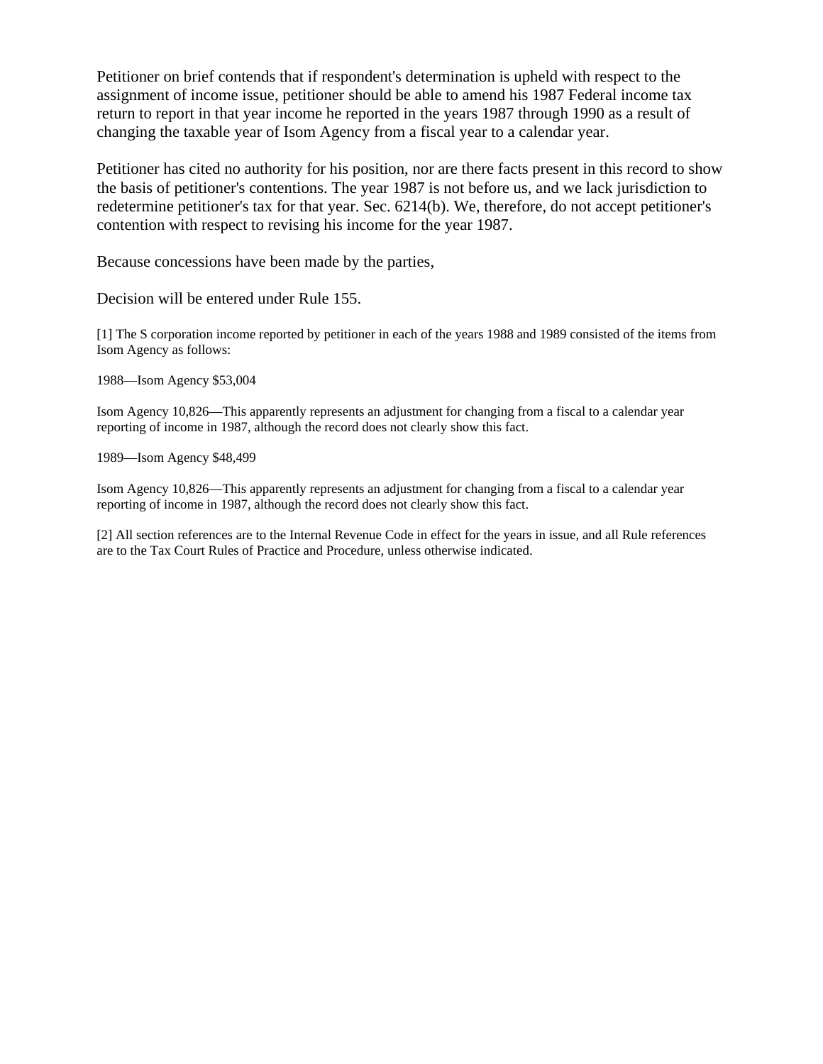Petitioner on brief contends that if respondent's determination is upheld with respect to the assignment of income issue, petitioner should be able to amend his 1987 Federal income tax return to report in that year income he reported in the years 1987 through 1990 as a result of changing the taxable year of Isom Agency from a fiscal year to a calendar year.

Petitioner has cited no authority for his position, nor are there facts present in this record to show the basis of petitioner's contentions. The year 1987 is not before us, and we lack jurisdiction to redetermine petitioner's tax for that year. Sec. 6214(b). We, therefore, do not accept petitioner's contention with respect to revising his income for the year 1987.

Because concessions have been made by the parties,

Decision will be entered under Rule 155.

[1] The S corporation income reported by petitioner in each of the years 1988 and 1989 consisted of the items from Isom Agency as follows:

1988—Isom Agency $53,004

Isom Agency 10,826—This apparently represents an adjustment for changing from a fiscal to a calendar year reporting of income in 1987, although the record does not clearly show this fact.

1989—Isom Agency $48,499

Isom Agency 10,826—This apparently represents an adjustment for changing from a fiscal to a calendar year reporting of income in 1987, although the record does not clearly show this fact.

[2] All section references are to the Internal Revenue Code in effect for the years in issue, and all Rule references are to the Tax Court Rules of Practice and Procedure, unless otherwise indicated.